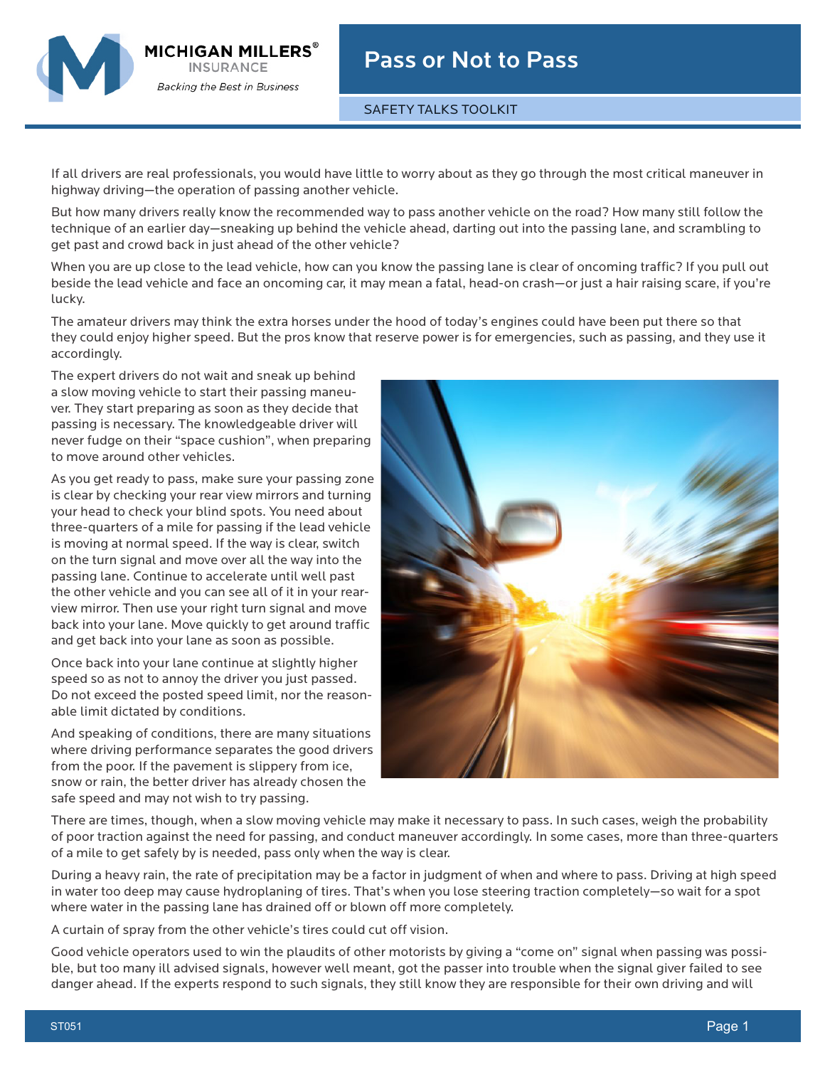MICHIGAN MILLERS® INSURANCE

*Backing the Best in Business*

# Pass or Not to Pass

SAFETY TALKS TOOLKIT

If all drivers are real professionals, you would have little to worry about as they go through the most critical maneuver in highway driving—the operation of passing another vehicle.

But how many drivers really know the recommended way to pass another vehicle on the road? How many still follow the technique of an earlier day—sneaking up behind the vehicle ahead, darting out into the passing lane, and scrambling to get past and crowd back in just ahead of the other vehicle?

When you are up close to the lead vehicle, how can you know the passing lane is clear of oncoming traffic? If you pull out beside the lead vehicle and face an oncoming car, it may mean a fatal, head-on crash—or just a hair raising scare, if you're lucky.

The amateur drivers may think the extra horses under the hood of today's engines could have been put there so that they could enjoy higher speed. But the pros know that reserve power is for emergencies, such as passing, and they use it accordingly.

The expert drivers do not wait and sneak up behind a slow moving vehicle to start their passing maneuver. They start preparing as soon as they decide that passing is necessary. The knowledgeable driver will never fudge on their "space cushion", when preparing to move around other vehicles.

As you get ready to pass, make sure your passing zone is clear by checking your rear view mirrors and turning your head to check your blind spots. You need about three-quarters of a mile for passing if the lead vehicle is moving at normal speed. If the way is clear, switch on the turn signal and move over all the way into the passing lane. Continue to accelerate until well past the other vehicle and you can see all of it in your rear-view mirror. Then use your right turn signal and move back into your lane. Move quickly to get around traffic and get back into your lane as soon as possible.

Once back into your lane continue at slightly higher speed so as not to annoy the driver you just passed. Do not exceed the posted speed limit, nor the reasonable limit dictated by conditions.

And speaking of conditions, there are many situations where driving performance separates the good drivers from the poor. If the pavement is slippery from ice, snow or rain, the better driver has already chosen the safe speed and may not wish to try passing.

There are times, though, when a slow moving vehicle may make it necessary to pass. In such cases, weigh the probability of poor traction against the need for passing, and conduct maneuver accordingly. In some cases, more than three-quarters of a mile to get safely by is needed, pass only when the way is clear.

During a heavy rain, the rate of precipitation may be a factor in judgment of when and where to pass. Driving at high speed in water too deep may cause hydroplaning of tires. That's when you lose steering traction completely—so wait for a spot where water in the passing lane has drained off or blown off more completely.

A curtain of spray from the other vehicle's tires could cut off vision.

Good vehicle operators used to win the plaudits of other motorists by giving a "come on" signal when passing was possible, but too many ill advised signals, however well meant, got the passer into trouble when the signal giver failed to see danger ahead. If the experts respond to such signals, they still know they are responsible for their own driving and will

ST051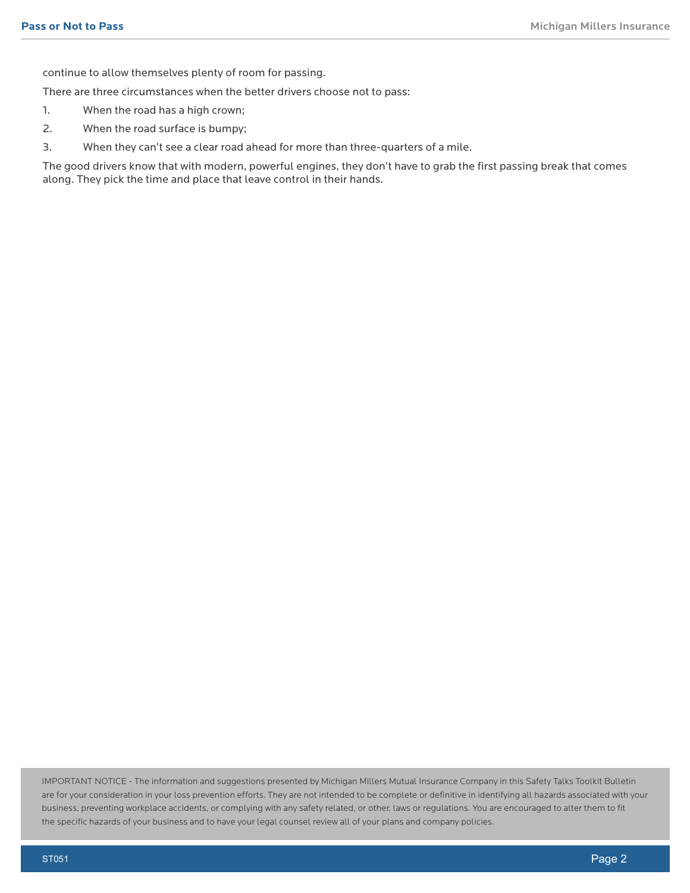continue to allow themselves plenty of room for passing.

There are three circumstances when the better drivers choose not to pass:

1. When the road has a high crown;
2. When the road surface is bumpy;
3. When they can't see a clear road ahead for more than three-quarters of a mile.

The good drivers know that with modern, powerful engines, they don't have to grab the first passing break that comes along. They pick the time and place that leave control in their hands.

IMPORTANT NOTICE - The information and suggestions presented by Michigan Millers Mutual Insurance Company in this Safety Talks Toolkit Bulletin are for your consideration in your loss prevention efforts. They are not intended to be complete or definitive in identifying all hazards associated with your business, preventing workplace accidents, or complying with any safety related, or other, laws or regulations. You are encouraged to alter them to fit the specific hazards of your business and to have your legal counsel review all of your plans and company policies.

ST051